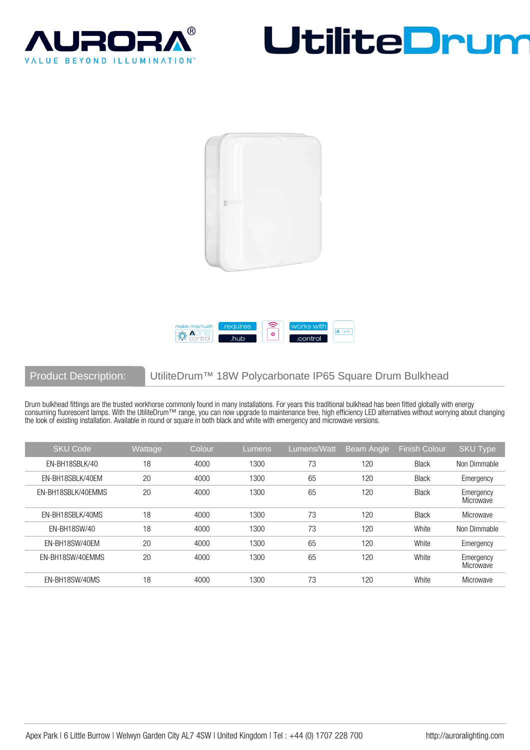# AURORA®

VALUE BEYOND ILLUMINATION™

# UtiliteDrum

make smart with Aone control | requires .hub | works with .control

**Product Description:** UtiliteDrum™ 18W Polycarbonate IP65 Square Drum Bulkhead

Drum bulkhead fittings are the trusted workhorse commonly found in many installations. For years this traditional bulkhead has been fitted globally with energy consuming fluorescent lamps. With the UtiliteDrum™ range, you can now upgrade to maintenance free, high efficiency LED alternatives without worrying about changing the look of existing installation. Available in round or square in both black and white with emergency and microwave versions.

| SKU Code | Wattage | Colour | Lumens | Lumens/Watt | Beam Angle | Finish Colour | SKU Type |
|---|---|---|---|---|---|---|---|
| EN-BH18SBLK/40 | 18 | 4000 | 1300 | 73 | 120 | Black | Non Dimmable |
| EN-BH18SBLK/40EM | 20 | 4000 | 1300 | 65 | 120 | Black | Emergency |
| EN-BH18SBLK/40EMMS | 20 | 4000 | 1300 | 65 | 120 | Black | Emergency Microwave |
| EN-BH18SBLK/40MS | 18 | 4000 | 1300 | 73 | 120 | Black | Microwave |
| EN-BH18SW/40 | 18 | 4000 | 1300 | 73 | 120 | White | Non Dimmable |
| EN-BH18SW/40EM | 20 | 4000 | 1300 | 65 | 120 | White | Emergency |
| EN-BH18SW/40EMMS | 20 | 4000 | 1300 | 65 | 120 | White | Emergency Microwave |
| EN-BH18SW/40MS | 18 | 4000 | 1300 | 73 | 120 | White | Microwave |

Apex Park | 6 Little Burrow | Welwyn Garden City AL7 4SW | United Kingdom | Tel : +44 (0) 1707 228 700    http://auroralighting.com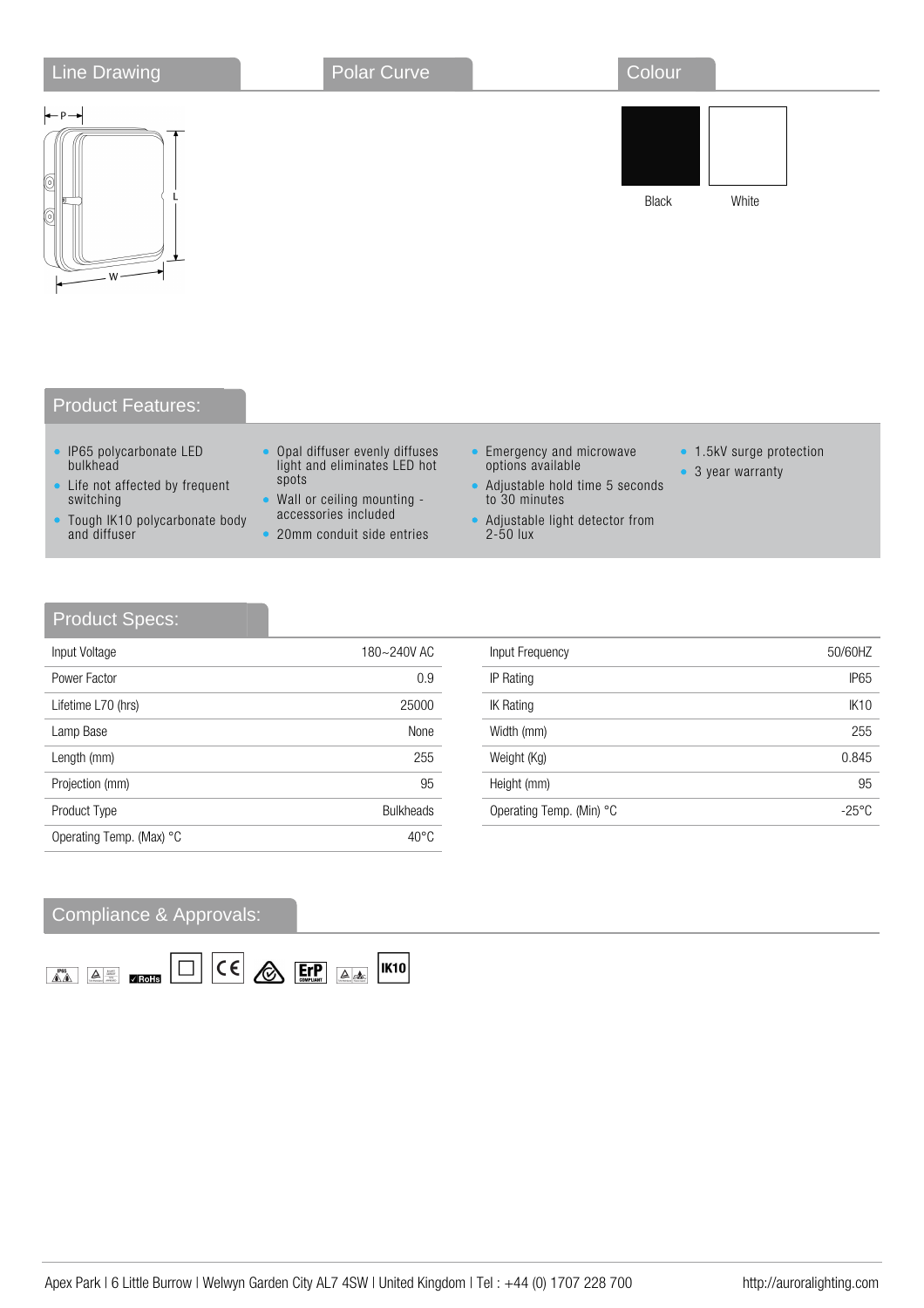## Line Drawing

P

L

W

## Polar Curve

## Colour

Black

White

## Product Features:

- IP65 polycarbonate LED bulkhead
- Life not affected by frequent switching
- Tough IK10 polycarbonate body and diffuser
- Opal diffuser evenly diffuses light and eliminates LED hot spots
- Wall or ceiling mounting - accessories included
- 20mm conduit side entries
- Emergency and microwave options available
- Adjustable hold time 5 seconds to 30 minutes
- Adjustable light detector from 2-50 lux
- 1.5kV surge protection
- 3 year warranty

## Product Specs:

| | |
|---|---|
| Input Voltage | 180~240V AC |
| Power Factor | 0.9 |
| Lifetime L70 (hrs) | 25000 |
| Lamp Base | None |
| Length (mm) | 255 |
| Projection (mm) | 95 |
| Product Type | Bulkheads |
| Operating Temp. (Max) °C | 40°C |
| Input Frequency | 50/60HZ |
| IP Rating | IP65 |
| IK Rating | IK10 |
| Width (mm) | 255 |
| Weight (Kg) | 0.845 |
| Height (mm) | 95 |
| Operating Temp. (Min) °C | -25°C |

## Compliance & Approvals:

IP65 ✓RoHS CE ErP COMPLIANT IK10

Apex Park | 6 Little Burrow | Welwyn Garden City AL7 4SW | United Kingdom | Tel : +44 (0) 1707 228 700 http://auroralighting.com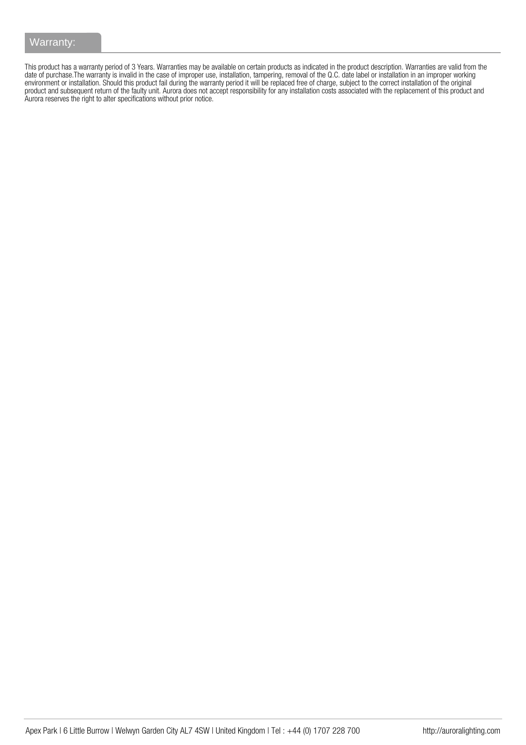## Warranty:

This product has a warranty period of 3 Years. Warranties may be available on certain products as indicated in the product description. Warranties are valid from the date of purchase.The warranty is invalid in the case of improper use, installation, tampering, removal of the Q.C. date label or installation in an improper working environment or installation. Should this product fail during the warranty period it will be replaced free of charge, subject to the correct installation of the original product and subsequent return of the faulty unit. Aurora does not accept responsibility for any installation costs associated with the replacement of this product and Aurora reserves the right to alter specifications without prior notice.